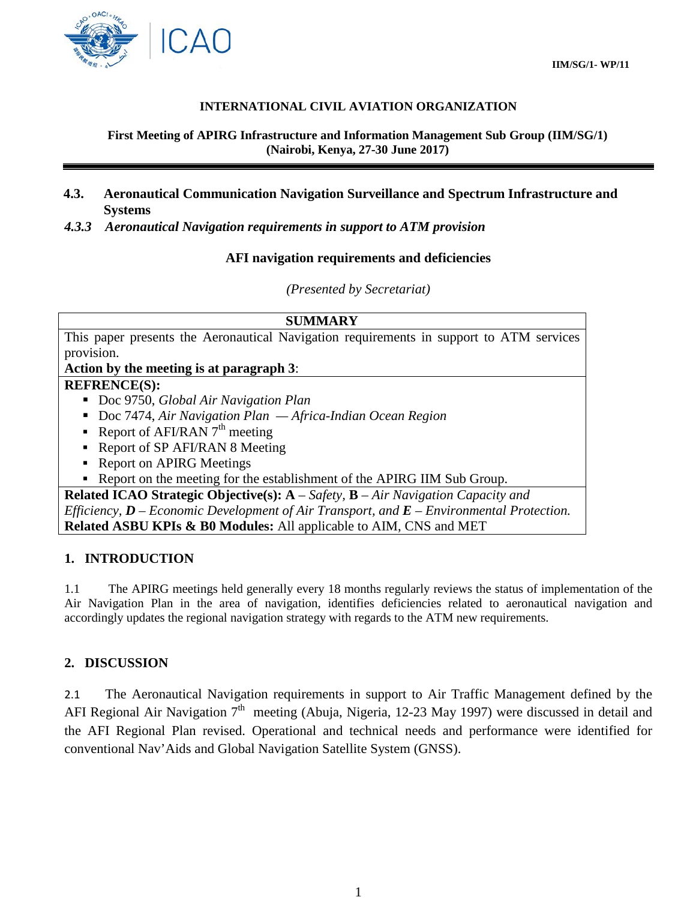IIM/SG/1- WP/11

**INTERNATIONAL CIVIL AVIATION ORGANIZATION**

**First Meeting of APIRG Infrastructure and Information Management Sub Group (IIM/SG/1)**
**(Nairobi, Kenya, 27-30 June 2017)**

## 4.3. Aeronautical Communication Navigation Surveillance and Spectrum Infrastructure and Systems

### *4.3.3 Aeronautical Navigation requirements in support to ATM provision*

**AFI navigation requirements and deficiencies**

*(Presented by Secretariat)*

| **SUMMARY** |
|---|
| This paper presents the Aeronautical Navigation requirements in support to ATM services provision.<br>**Action by the meeting is at paragraph 3**: |
| **REFRENCE(S):**<br>▪ Doc 9750, *Global Air Navigation Plan*<br>▪ Doc 7474, *Air Navigation Plan — Africa-Indian Ocean Region*<br>▪ Report of AFI/RAN 7th meeting<br>▪ Report of SP AFI/RAN 8 Meeting<br>▪ Report on APIRG Meetings<br>▪ Report on the meeting for the establishment of the APIRG IIM Sub Group. |
| **Related ICAO Strategic Objective(s): A** – *Safety*, **B** – *Air Navigation Capacity and Efficiency*, ***D*** *– Economic Development of Air Transport, and* ***E*** *– Environmental Protection.*<br>**Related ASBU KPIs & B0 Modules:** All applicable to AIM, CNS and MET |

## 1. INTRODUCTION

1.1 The APIRG meetings held generally every 18 months regularly reviews the status of implementation of the Air Navigation Plan in the area of navigation, identifies deficiencies related to aeronautical navigation and accordingly updates the regional navigation strategy with regards to the ATM new requirements.

## 2. DISCUSSION

2.1 The Aeronautical Navigation requirements in support to Air Traffic Management defined by the AFI Regional Air Navigation 7th meeting (Abuja, Nigeria, 12-23 May 1997) were discussed in detail and the AFI Regional Plan revised. Operational and technical needs and performance were identified for conventional Nav'Aids and Global Navigation Satellite System (GNSS).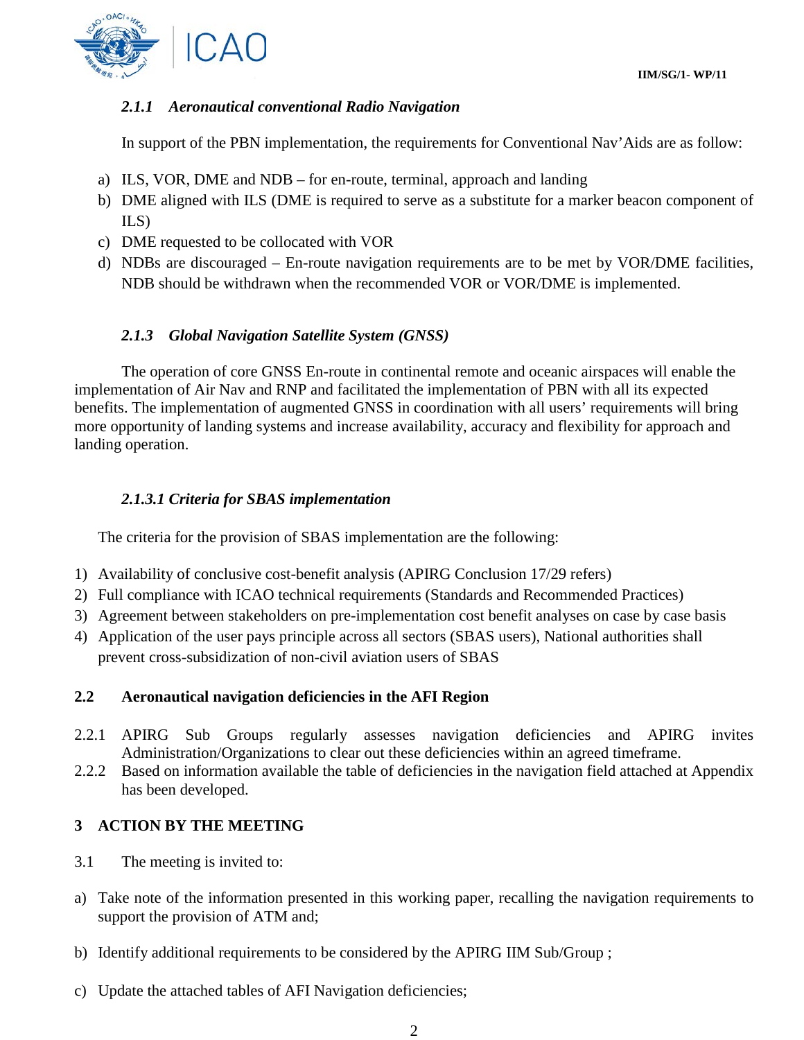### *2.1.1 Aeronautical conventional Radio Navigation*

In support of the PBN implementation, the requirements for Conventional Nav'Aids are as follow:

a) ILS, VOR, DME and NDB – for en-route, terminal, approach and landing
b) DME aligned with ILS (DME is required to serve as a substitute for a marker beacon component of ILS)
c) DME requested to be collocated with VOR
d) NDBs are discouraged – En-route navigation requirements are to be met by VOR/DME facilities, NDB should be withdrawn when the recommended VOR or VOR/DME is implemented.

### *2.1.3 Global Navigation Satellite System (GNSS)*

The operation of core GNSS En-route in continental remote and oceanic airspaces will enable the implementation of Air Nav and RNP and facilitated the implementation of PBN with all its expected benefits. The implementation of augmented GNSS in coordination with all users' requirements will bring more opportunity of landing systems and increase availability, accuracy and flexibility for approach and landing operation.

#### *2.1.3.1 Criteria for SBAS implementation*

The criteria for the provision of SBAS implementation are the following:

1) Availability of conclusive cost-benefit analysis (APIRG Conclusion 17/29 refers)
2) Full compliance with ICAO technical requirements (Standards and Recommended Practices)
3) Agreement between stakeholders on pre-implementation cost benefit analyses on case by case basis
4) Application of the user pays principle across all sectors (SBAS users), National authorities shall prevent cross-subsidization of non-civil aviation users of SBAS

## 2.2 Aeronautical navigation deficiencies in the AFI Region

2.2.1 APIRG Sub Groups regularly assesses navigation deficiencies and APIRG invites Administration/Organizations to clear out these deficiencies within an agreed timeframe.

2.2.2 Based on information available the table of deficiencies in the navigation field attached at Appendix has been developed.

## 3 ACTION BY THE MEETING

3.1 The meeting is invited to:

a) Take note of the information presented in this working paper, recalling the navigation requirements to support the provision of ATM and;

b) Identify additional requirements to be considered by the APIRG IIM Sub/Group ;

c) Update the attached tables of AFI Navigation deficiencies;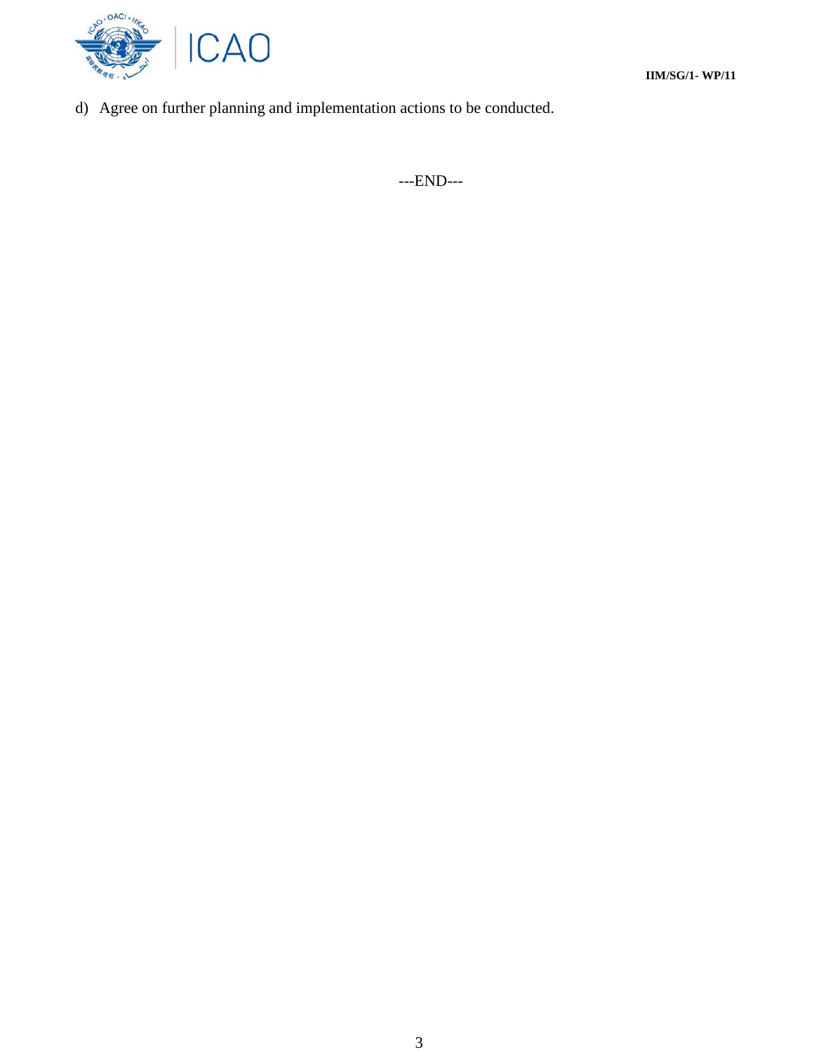d) Agree on further planning and implementation actions to be conducted.

---END---